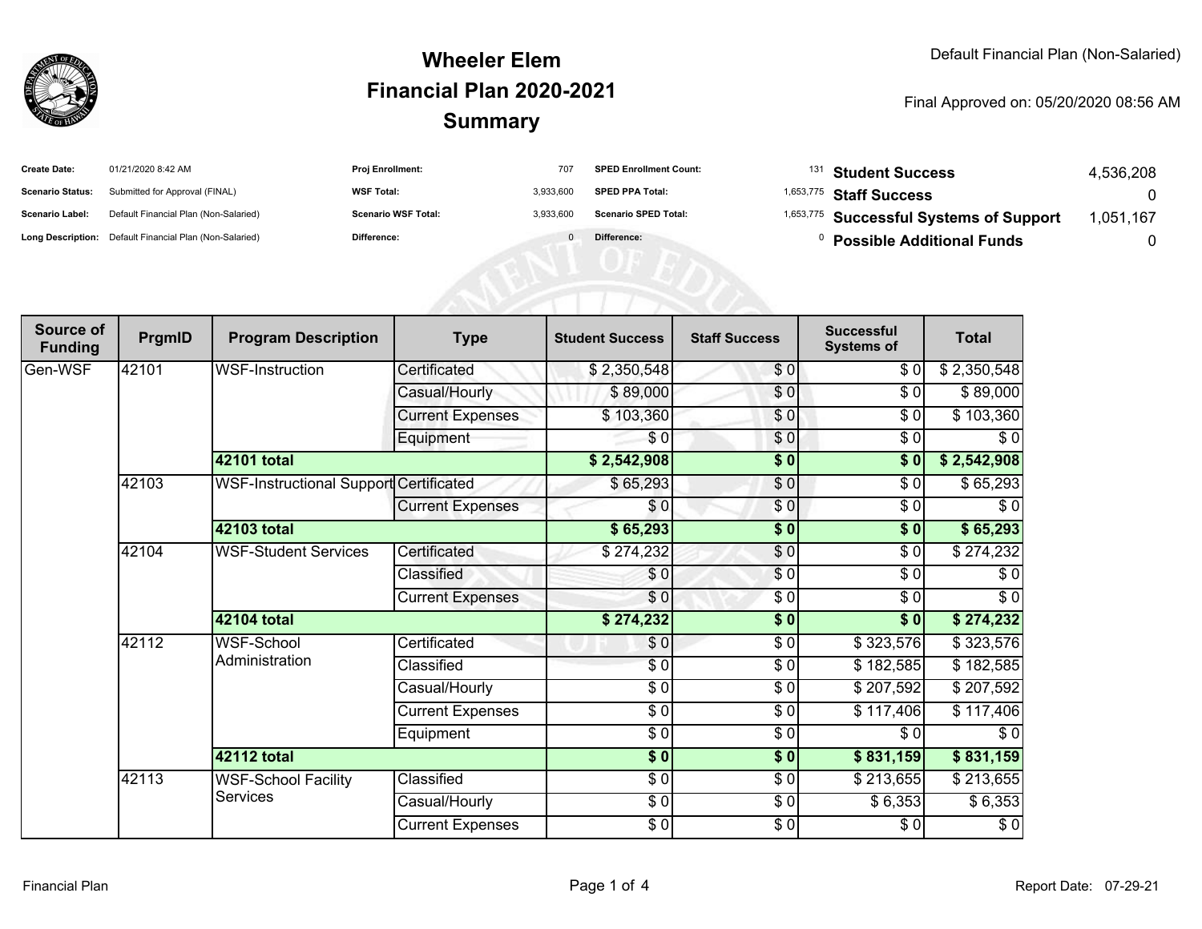# Wheeler Elem
## Financial Plan 2020-2021
## Summary

Default Financial Plan (Non-Salaried)

Final Approved on: 05/20/2020 08:56 AM

| | | | | | | | |
|---|---|---|---|---|---|---|---|
| **Create Date:** | 01/21/2020 8:42 AM | **Proj Enrollment:** | 707 | **SPED Enrollment Count:** | 131 | **Student Success** | 4,536,208 |
| **Scenario Status:** | Submitted for Approval (FINAL) | **WSF Total:** | 3,933,600 | **SPED PPA Total:** | 1,653,775 | **Staff Success** | 0 |
| **Scenario Label:** | Default Financial Plan (Non-Salaried) | **Scenario WSF Total:** | 3,933,600 | **Scenario SPED Total:** | 1,653,775 | **Successful Systems of Support** | 1,051,167 |
| **Long Description:** | Default Financial Plan (Non-Salaried) | **Difference:** | 0 | **Difference:** | 0 | **Possible Additional Funds** | 0 |

| Source of Funding | PrgmID | Program Description | Type | Student Success | Staff Success | Successful Systems of | Total |
|---|---|---|---|---|---|---|---|
| Gen-WSF | 42101 | WSF-Instruction | Certificated | $ 2,350,548 | $ 0 | $ 0 | $ 2,350,548 |
| | | | Casual/Hourly | $ 89,000 | $ 0 | $ 0 | $ 89,000 |
| | | | Current Expenses | $ 103,360 | $ 0 | $ 0 | $ 103,360 |
| | | | Equipment | $ 0 | $ 0 | $ 0 | $ 0 |
| | | **42101 total** | | **$ 2,542,908** | **$ 0** | **$ 0** | **$ 2,542,908** |
| | 42103 | WSF-Instructional Support | Certificated | $ 65,293 | $ 0 | $ 0 | $ 65,293 |
| | | | Current Expenses | $ 0 | $ 0 | $ 0 | $ 0 |
| | | **42103 total** | | **$ 65,293** | **$ 0** | **$ 0** | **$ 65,293** |
| | 42104 | WSF-Student Services | Certificated | $ 274,232 | $ 0 | $ 0 | $ 274,232 |
| | | | Classified | $ 0 | $ 0 | $ 0 | $ 0 |
| | | | Current Expenses | $ 0 | $ 0 | $ 0 | $ 0 |
| | | **42104 total** | | **$ 274,232** | **$ 0** | **$ 0** | **$ 274,232** |
| | 42112 | WSF-School Administration | Certificated | $ 0 | $ 0 | $ 323,576 | $ 323,576 |
| | | | Classified | $ 0 | $ 0 | $ 182,585 | $ 182,585 |
| | | | Casual/Hourly | $ 0 | $ 0 | $ 207,592 | $ 207,592 |
| | | | Current Expenses | $ 0 | $ 0 | $ 117,406 | $ 117,406 |
| | | | Equipment | $ 0 | $ 0 | $ 0 | $ 0 |
| | | **42112 total** | | **$ 0** | **$ 0** | **$ 831,159** | **$ 831,159** |
| | 42113 | WSF-School Facility Services | Classified | $ 0 | $ 0 | $ 213,655 | $ 213,655 |
| | | | Casual/Hourly | $ 0 | $ 0 | $ 6,353 | $ 6,353 |
| | | | Current Expenses | $ 0 | $ 0 | $ 0 | $ 0 |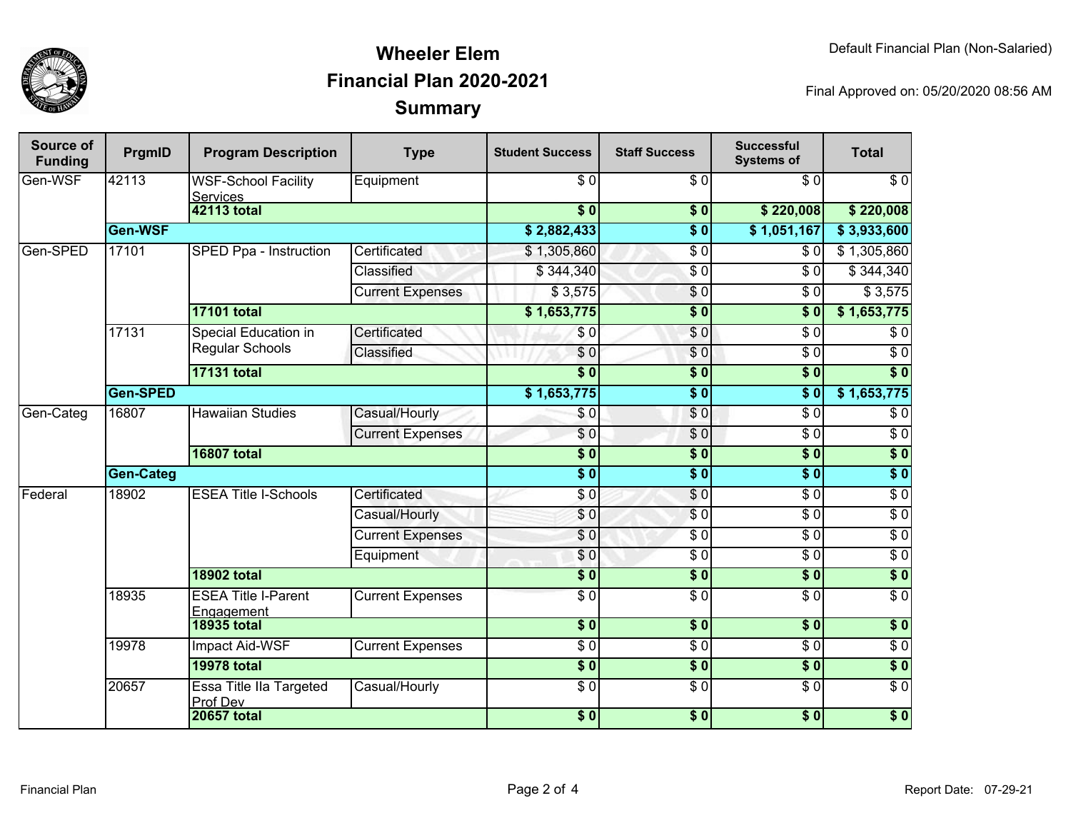# Wheeler Elem
## Financial Plan 2020-2021
## Summary

Default Financial Plan (Non-Salaried)

Final Approved on: 05/20/2020 08:56 AM

| Source of Funding | PrgmID | Program Description | Type | Student Success | Staff Success | Successful Systems of | Total |
|---|---|---|---|---|---|---|---|
| Gen-WSF | 42113 | WSF-School Facility Services | Equipment | $ 0 | $ 0 | $ 0 | $ 0 |
| | | **42113 total** | | **$ 0** | **$ 0** | **$ 220,008** | **$ 220,008** |
| | **Gen-WSF** | | | **$ 2,882,433** | **$ 0** | **$ 1,051,167** | **$ 3,933,600** |
| Gen-SPED | 17101 | SPED Ppa - Instruction | Certificated | $ 1,305,860 | $ 0 | $ 0 | $ 1,305,860 |
| | | | Classified | $ 344,340 | $ 0 | $ 0 | $ 344,340 |
| | | | Current Expenses | $ 3,575 | $ 0 | $ 0 | $ 3,575 |
| | | **17101 total** | | **$ 1,653,775** | **$ 0** | **$ 0** | **$ 1,653,775** |
| | 17131 | Special Education in Regular Schools | Certificated | $ 0 | $ 0 | $ 0 | $ 0 |
| | | | Classified | $ 0 | $ 0 | $ 0 | $ 0 |
| | | **17131 total** | | **$ 0** | **$ 0** | **$ 0** | **$ 0** |
| | **Gen-SPED** | | | **$ 1,653,775** | **$ 0** | **$ 0** | **$ 1,653,775** |
| Gen-Categ | 16807 | Hawaiian Studies | Casual/Hourly | $ 0 | $ 0 | $ 0 | $ 0 |
| | | | Current Expenses | $ 0 | $ 0 | $ 0 | $ 0 |
| | | **16807 total** | | **$ 0** | **$ 0** | **$ 0** | **$ 0** |
| | **Gen-Categ** | | | **$ 0** | **$ 0** | **$ 0** | **$ 0** |
| Federal | 18902 | ESEA Title I-Schools | Certificated | $ 0 | $ 0 | $ 0 | $ 0 |
| | | | Casual/Hourly | $ 0 | $ 0 | $ 0 | $ 0 |
| | | | Current Expenses | $ 0 | $ 0 | $ 0 | $ 0 |
| | | | Equipment | $ 0 | $ 0 | $ 0 | $ 0 |
| | | **18902 total** | | **$ 0** | **$ 0** | **$ 0** | **$ 0** |
| | 18935 | ESEA Title I-Parent Engagement | Current Expenses | $ 0 | $ 0 | $ 0 | $ 0 |
| | | **18935 total** | | **$ 0** | **$ 0** | **$ 0** | **$ 0** |
| | 19978 | Impact Aid-WSF | Current Expenses | $ 0 | $ 0 | $ 0 | $ 0 |
| | | **19978 total** | | **$ 0** | **$ 0** | **$ 0** | **$ 0** |
| | 20657 | Essa Title IIa Targeted Prof Dev | Casual/Hourly | $ 0 | $ 0 | $ 0 | $ 0 |
| | | **20657 total** | | **$ 0** | **$ 0** | **$ 0** | **$ 0** |

Financial Plan

Report Date: 07-29-21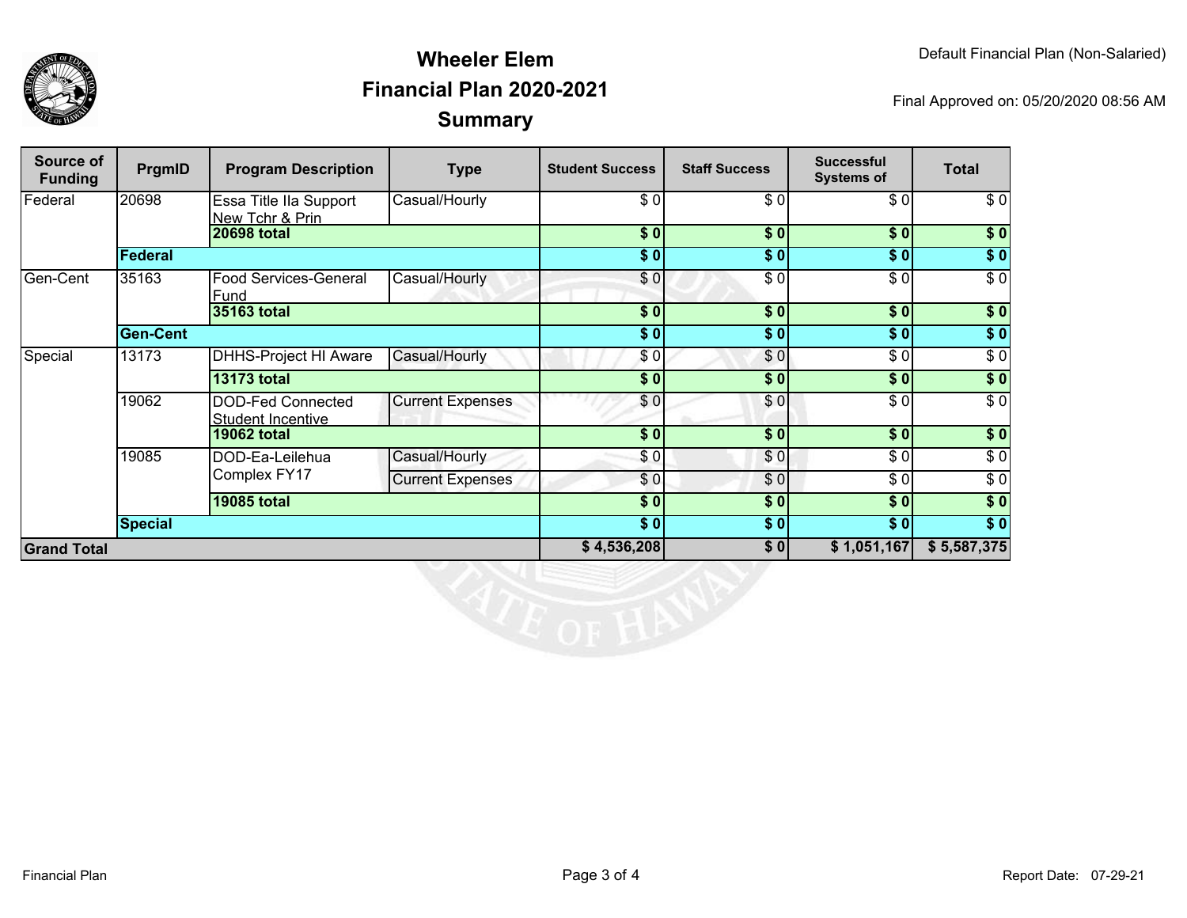# Wheeler Elem
## Financial Plan 2020-2021
## Summary

Default Financial Plan (Non-Salaried)

Final Approved on: 05/20/2020 08:56 AM

| Source of Funding | PrgmID | Program Description | Type | Student Success | Staff Success | Successful Systems of | Total |
|---|---|---|---|---|---|---|---|
| Federal | 20698 | Essa Title IIa Support New Tchr & Prin | Casual/Hourly | $ 0 | $ 0 | $ 0 | $ 0 |
| | | **20698 total** | | **$ 0** | **$ 0** | **$ 0** | **$ 0** |
| | **Federal** | | | **$ 0** | **$ 0** | **$ 0** | **$ 0** |
| Gen-Cent | 35163 | Food Services-General Fund | Casual/Hourly | $ 0 | $ 0 | $ 0 | $ 0 |
| | | **35163 total** | | **$ 0** | **$ 0** | **$ 0** | **$ 0** |
| | **Gen-Cent** | | | **$ 0** | **$ 0** | **$ 0** | **$ 0** |
| Special | 13173 | DHHS-Project HI Aware | Casual/Hourly | $ 0 | $ 0 | $ 0 | $ 0 |
| | | **13173 total** | | **$ 0** | **$ 0** | **$ 0** | **$ 0** |
| | 19062 | DOD-Fed Connected Student Incentive | Current Expenses | $ 0 | $ 0 | $ 0 | $ 0 |
| | | **19062 total** | | **$ 0** | **$ 0** | **$ 0** | **$ 0** |
| | 19085 | DOD-Ea-Leilehua Complex FY17 | Casual/Hourly | $ 0 | $ 0 | $ 0 | $ 0 |
| | | | Current Expenses | $ 0 | $ 0 | $ 0 | $ 0 |
| | | **19085 total** | | **$ 0** | **$ 0** | **$ 0** | **$ 0** |
| | **Special** | | | **$ 0** | **$ 0** | **$ 0** | **$ 0** |
| **Grand Total** | | | | **$ 4,536,208** | **$ 0** | **$ 1,051,167** | **$ 5,587,375** |

Financial Plan

Report Date: 07-29-21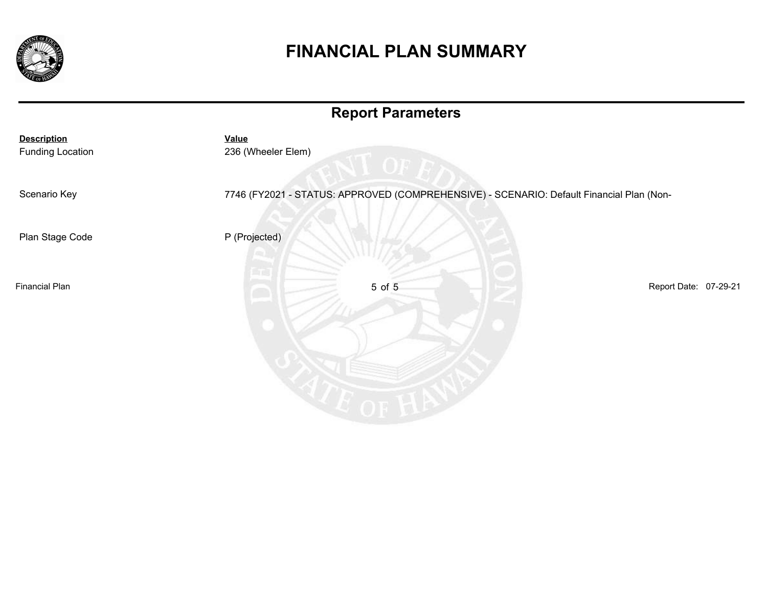# FINANCIAL PLAN SUMMARY

## Report Parameters

| Description | Value |
|---|---|
| Funding Location | 236 (Wheeler Elem) |
| Scenario Key | 7746 (FY2021 - STATUS: APPROVED (COMPREHENSIVE) - SCENARIO: Default Financial Plan (Non- |
| Plan Stage Code | P (Projected) |

Financial Plan

Report Date: 07-29-21